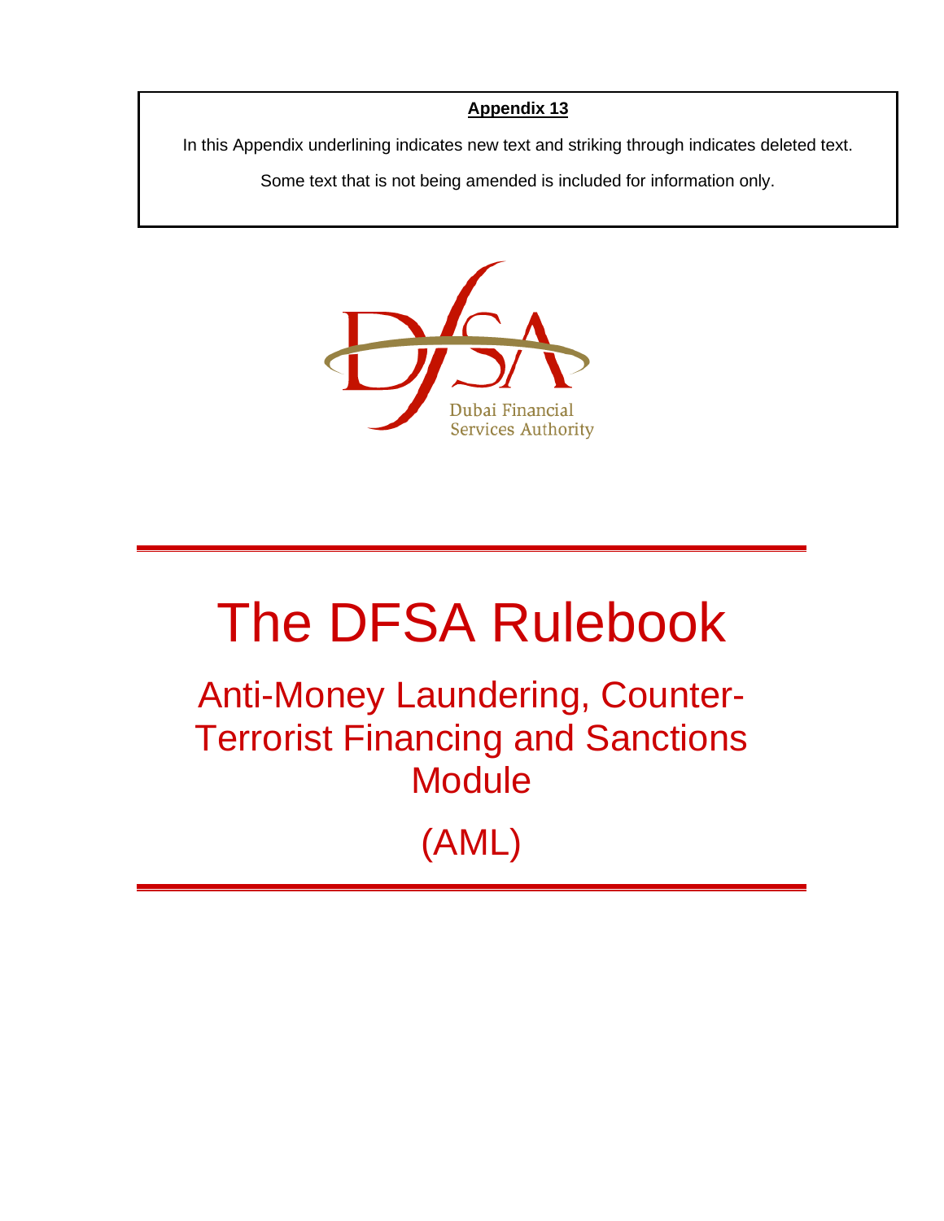**Appendix 13**

In this Appendix underlining indicates new text and striking through indicates deleted text.

Some text that is not being amended is included for information only.

DFSA

Dubai Financial Services Authority

# The DFSA Rulebook

## Anti-Money Laundering, Counter-Terrorist Financing and Sanctions Module

## (AML)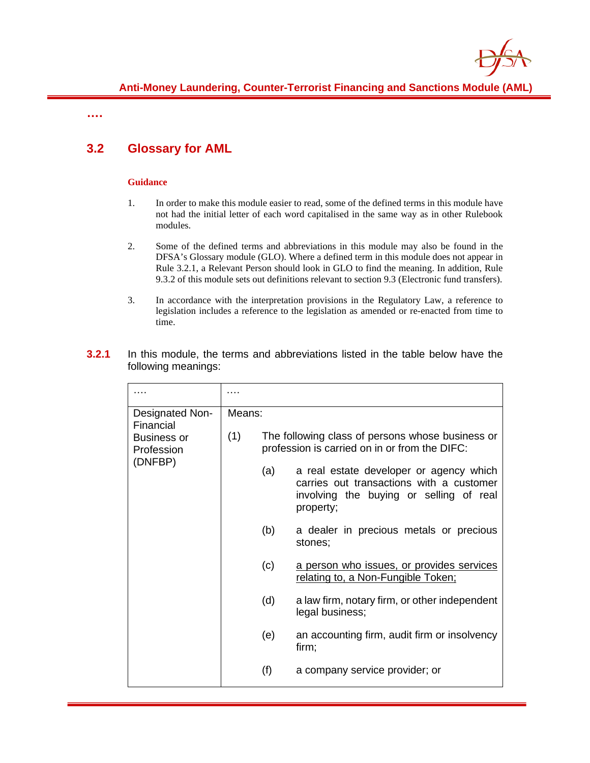….

## 3.2 Glossary for AML

**Guidance**

1. In order to make this module easier to read, some of the defined terms in this module have not had the initial letter of each word capitalised in the same way as in other Rulebook modules.

2. Some of the defined terms and abbreviations in this module may also be found in the DFSA's Glossary module (GLO). Where a defined term in this module does not appear in Rule 3.2.1, a Relevant Person should look in GLO to find the meaning. In addition, Rule 9.3.2 of this module sets out definitions relevant to section 9.3 (Electronic fund transfers).

3. In accordance with the interpretation provisions in the Regulatory Law, a reference to legislation includes a reference to the legislation as amended or re-enacted from time to time.

**3.2.1** In this module, the terms and abbreviations listed in the table below have the following meanings:

| …. | …. |
|---|---|
| Designated Non-Financial Business or Profession (DNFBP) | Means:<br><br>(1) The following class of persons whose business or profession is carried on in or from the DIFC:<br><br>(a) a real estate developer or agency which carries out transactions with a customer involving the buying or selling of real property;<br><br>(b) a dealer in precious metals or precious stones;<br><br>(c) <u>a person who issues, or provides services relating to, a Non-Fungible Token;</u><br><br>(d) a law firm, notary firm, or other independent legal business;<br><br>(e) an accounting firm, audit firm or insolvency firm;<br><br>(f) a company service provider; or |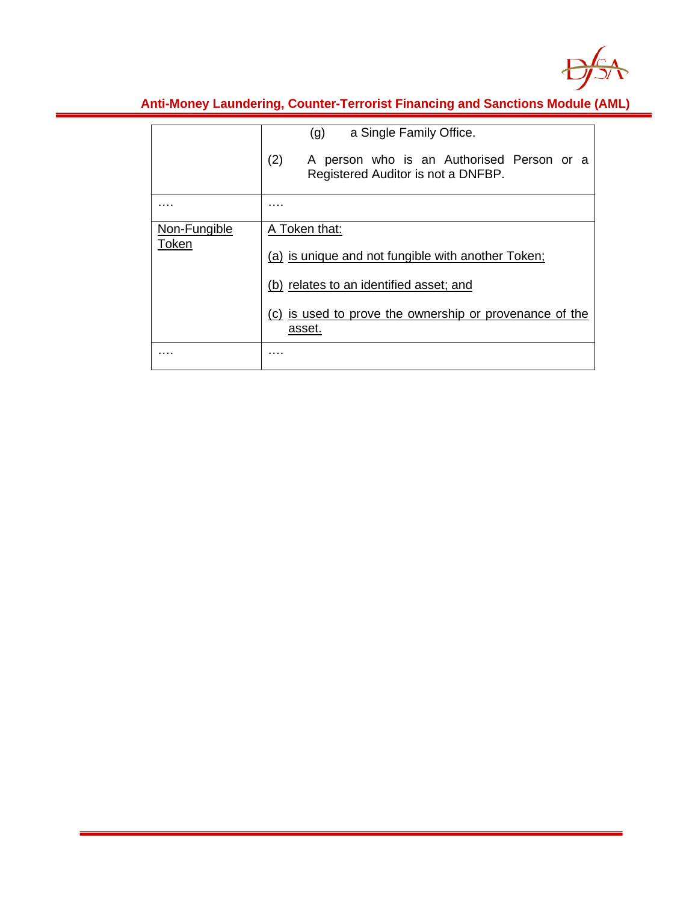| | |
|---|---|
| | (g) a Single Family Office.<br><br>(2) A person who is an Authorised Person or a Registered Auditor is not a DNFBP. |
| …. | …. |
| Non-Fungible Token | A Token that:<br><br>(a) is unique and not fungible with another Token;<br><br>(b) relates to an identified asset; and<br><br>(c) is used to prove the ownership or provenance of the asset. |
| …. | …. |